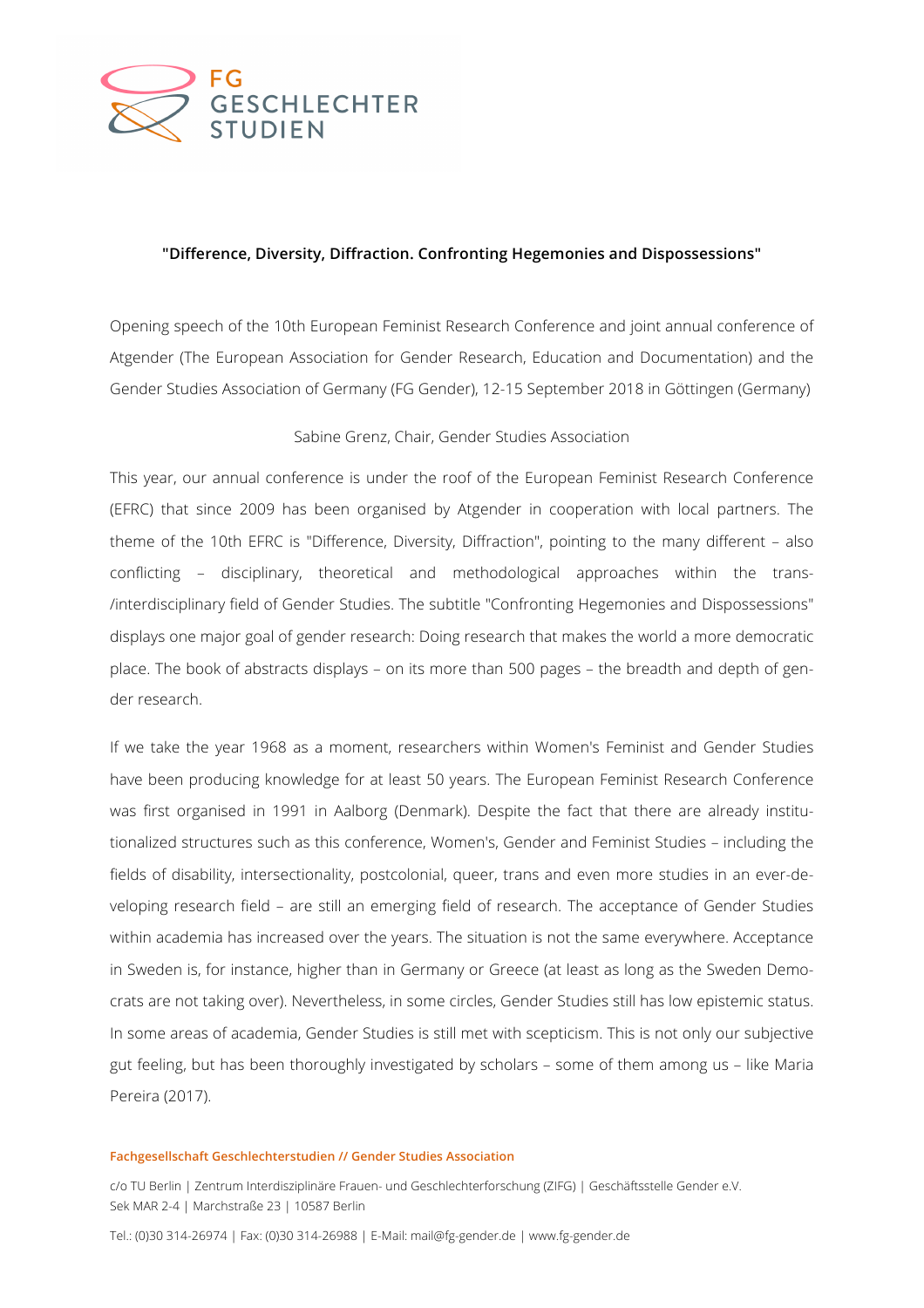FG GESCHLECHTER STUDIEN

**"Difference, Diversity, Diffraction. Confronting Hegemonies and Dispossessions"**

Opening speech of the 10th European Feminist Research Conference and joint annual conference of Atgender (The European Association for Gender Research, Education and Documentation) and the Gender Studies Association of Germany (FG Gender), 12-15 September 2018 in Göttingen (Germany)

Sabine Grenz, Chair, Gender Studies Association

This year, our annual conference is under the roof of the European Feminist Research Conference (EFRC) that since 2009 has been organised by Atgender in cooperation with local partners. The theme of the 10th EFRC is "Difference, Diversity, Diffraction", pointing to the many different – also conflicting – disciplinary, theoretical and methodological approaches within the trans-/interdisciplinary field of Gender Studies. The subtitle "Confronting Hegemonies and Dispossessions" displays one major goal of gender research: Doing research that makes the world a more democratic place. The book of abstracts displays – on its more than 500 pages – the breadth and depth of gender research.

If we take the year 1968 as a moment, researchers within Women's Feminist and Gender Studies have been producing knowledge for at least 50 years. The European Feminist Research Conference was first organised in 1991 in Aalborg (Denmark). Despite the fact that there are already institutionalized structures such as this conference, Women's, Gender and Feminist Studies – including the fields of disability, intersectionality, postcolonial, queer, trans and even more studies in an ever-developing research field – are still an emerging field of research. The acceptance of Gender Studies within academia has increased over the years. The situation is not the same everywhere. Acceptance in Sweden is, for instance, higher than in Germany or Greece (at least as long as the Sweden Democrats are not taking over). Nevertheless, in some circles, Gender Studies still has low epistemic status. In some areas of academia, Gender Studies is still met with scepticism. This is not only our subjective gut feeling, but has been thoroughly investigated by scholars – some of them among us – like Maria Pereira (2017).

**Fachgesellschaft Geschlechterstudien // Gender Studies Association**

c/o TU Berlin | Zentrum Interdisziplinäre Frauen- und Geschlechterforschung (ZIFG) | Geschäftsstelle Gender e.V.
Sek MAR 2-4 | Marchstraße 23 | 10587 Berlin

Tel.: (0)30 314-26974 | Fax: (0)30 314-26988 | E-Mail: mail@fg-gender.de | www.fg-gender.de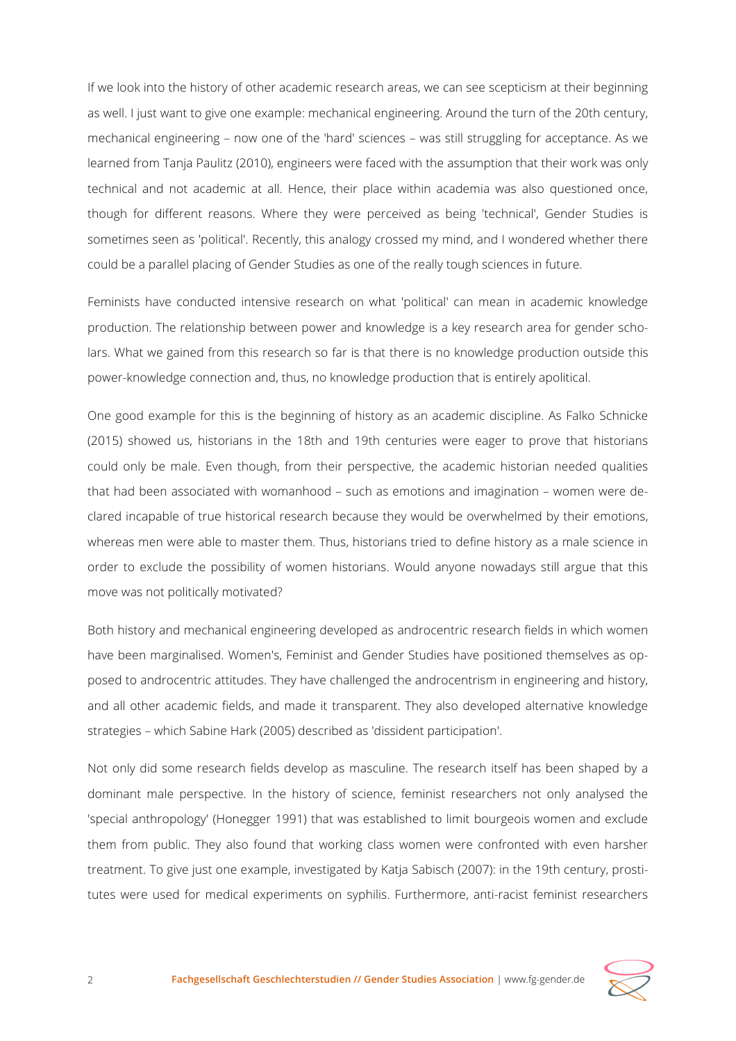If we look into the history of other academic research areas, we can see scepticism at their beginning as well. I just want to give one example: mechanical engineering. Around the turn of the 20th century, mechanical engineering – now one of the 'hard' sciences – was still struggling for acceptance. As we learned from Tanja Paulitz (2010), engineers were faced with the assumption that their work was only technical and not academic at all. Hence, their place within academia was also questioned once, though for different reasons. Where they were perceived as being 'technical', Gender Studies is sometimes seen as 'political'. Recently, this analogy crossed my mind, and I wondered whether there could be a parallel placing of Gender Studies as one of the really tough sciences in future.

Feminists have conducted intensive research on what 'political' can mean in academic knowledge production. The relationship between power and knowledge is a key research area for gender scholars. What we gained from this research so far is that there is no knowledge production outside this power-knowledge connection and, thus, no knowledge production that is entirely apolitical.

One good example for this is the beginning of history as an academic discipline. As Falko Schnicke (2015) showed us, historians in the 18th and 19th centuries were eager to prove that historians could only be male. Even though, from their perspective, the academic historian needed qualities that had been associated with womanhood – such as emotions and imagination – women were declared incapable of true historical research because they would be overwhelmed by their emotions, whereas men were able to master them. Thus, historians tried to define history as a male science in order to exclude the possibility of women historians. Would anyone nowadays still argue that this move was not politically motivated?

Both history and mechanical engineering developed as androcentric research fields in which women have been marginalised. Women's, Feminist and Gender Studies have positioned themselves as opposed to androcentric attitudes. They have challenged the androcentrism in engineering and history, and all other academic fields, and made it transparent. They also developed alternative knowledge strategies – which Sabine Hark (2005) described as 'dissident participation'.

Not only did some research fields develop as masculine. The research itself has been shaped by a dominant male perspective. In the history of science, feminist researchers not only analysed the 'special anthropology' (Honegger 1991) that was established to limit bourgeois women and exclude them from public. They also found that working class women were confronted with even harsher treatment. To give just one example, investigated by Katja Sabisch (2007): in the 19th century, prostitutes were used for medical experiments on syphilis. Furthermore, anti-racist feminist researchers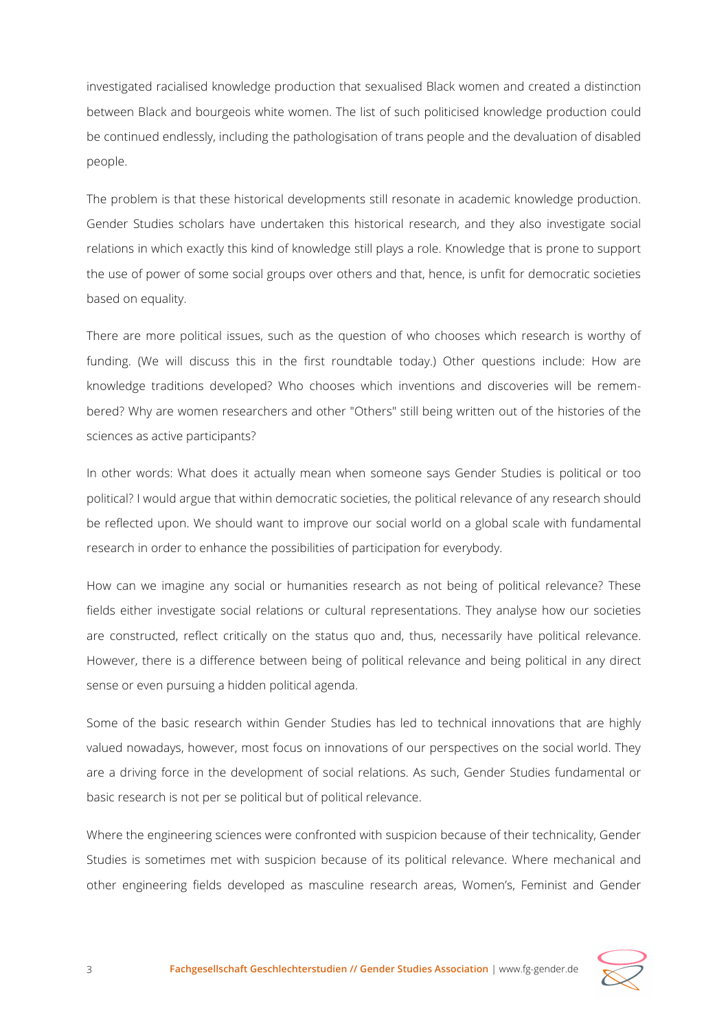investigated racialised knowledge production that sexualised Black women and created a distinction between Black and bourgeois white women. The list of such politicised knowledge production could be continued endlessly, including the pathologisation of trans people and the devaluation of disabled people.

The problem is that these historical developments still resonate in academic knowledge production. Gender Studies scholars have undertaken this historical research, and they also investigate social relations in which exactly this kind of knowledge still plays a role. Knowledge that is prone to support the use of power of some social groups over others and that, hence, is unfit for democratic societies based on equality.

There are more political issues, such as the question of who chooses which research is worthy of funding. (We will discuss this in the first roundtable today.) Other questions include: How are knowledge traditions developed? Who chooses which inventions and discoveries will be remembered? Why are women researchers and other "Others" still being written out of the histories of the sciences as active participants?

In other words: What does it actually mean when someone says Gender Studies is political or too political? I would argue that within democratic societies, the political relevance of any research should be reflected upon. We should want to improve our social world on a global scale with fundamental research in order to enhance the possibilities of participation for everybody.

How can we imagine any social or humanities research as not being of political relevance? These fields either investigate social relations or cultural representations. They analyse how our societies are constructed, reflect critically on the status quo and, thus, necessarily have political relevance. However, there is a difference between being of political relevance and being political in any direct sense or even pursuing a hidden political agenda.

Some of the basic research within Gender Studies has led to technical innovations that are highly valued nowadays, however, most focus on innovations of our perspectives on the social world. They are a driving force in the development of social relations. As such, Gender Studies fundamental or basic research is not per se political but of political relevance.

Where the engineering sciences were confronted with suspicion because of their technicality, Gender Studies is sometimes met with suspicion because of its political relevance. Where mechanical and other engineering fields developed as masculine research areas, Women's, Feminist and Gender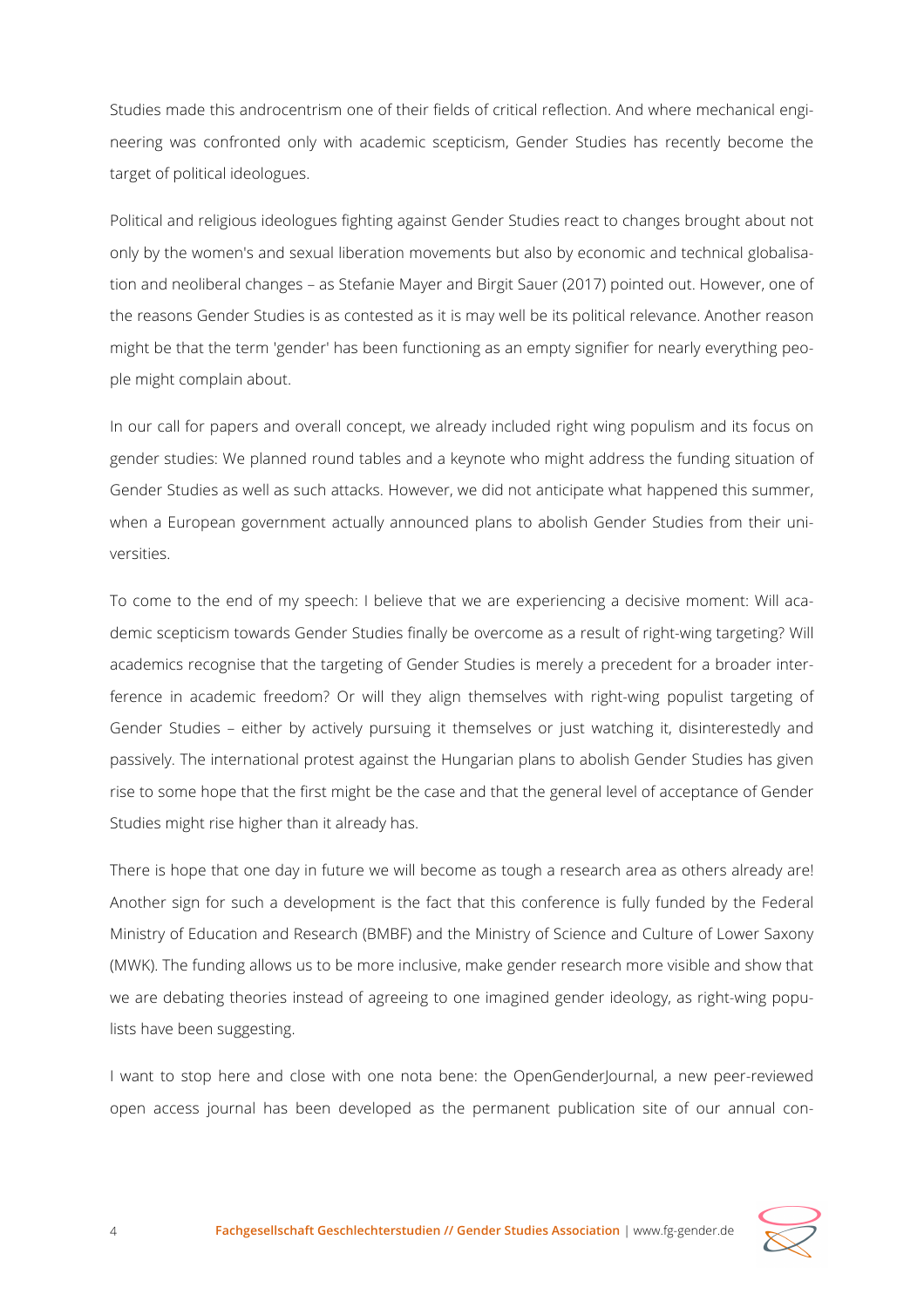Studies made this androcentrism one of their fields of critical reflection. And where mechanical engineering was confronted only with academic scepticism, Gender Studies has recently become the target of political ideologues.

Political and religious ideologues fighting against Gender Studies react to changes brought about not only by the women's and sexual liberation movements but also by economic and technical globalisation and neoliberal changes – as Stefanie Mayer and Birgit Sauer (2017) pointed out. However, one of the reasons Gender Studies is as contested as it is may well be its political relevance. Another reason might be that the term 'gender' has been functioning as an empty signifier for nearly everything people might complain about.

In our call for papers and overall concept, we already included right wing populism and its focus on gender studies: We planned round tables and a keynote who might address the funding situation of Gender Studies as well as such attacks. However, we did not anticipate what happened this summer, when a European government actually announced plans to abolish Gender Studies from their universities.

To come to the end of my speech: I believe that we are experiencing a decisive moment: Will academic scepticism towards Gender Studies finally be overcome as a result of right-wing targeting? Will academics recognise that the targeting of Gender Studies is merely a precedent for a broader interference in academic freedom? Or will they align themselves with right-wing populist targeting of Gender Studies – either by actively pursuing it themselves or just watching it, disinterestedly and passively. The international protest against the Hungarian plans to abolish Gender Studies has given rise to some hope that the first might be the case and that the general level of acceptance of Gender Studies might rise higher than it already has.

There is hope that one day in future we will become as tough a research area as others already are! Another sign for such a development is the fact that this conference is fully funded by the Federal Ministry of Education and Research (BMBF) and the Ministry of Science and Culture of Lower Saxony (MWK). The funding allows us to be more inclusive, make gender research more visible and show that we are debating theories instead of agreeing to one imagined gender ideology, as right-wing populists have been suggesting.

I want to stop here and close with one nota bene: the OpenGenderJournal, a new peer-reviewed open access journal has been developed as the permanent publication site of our annual con-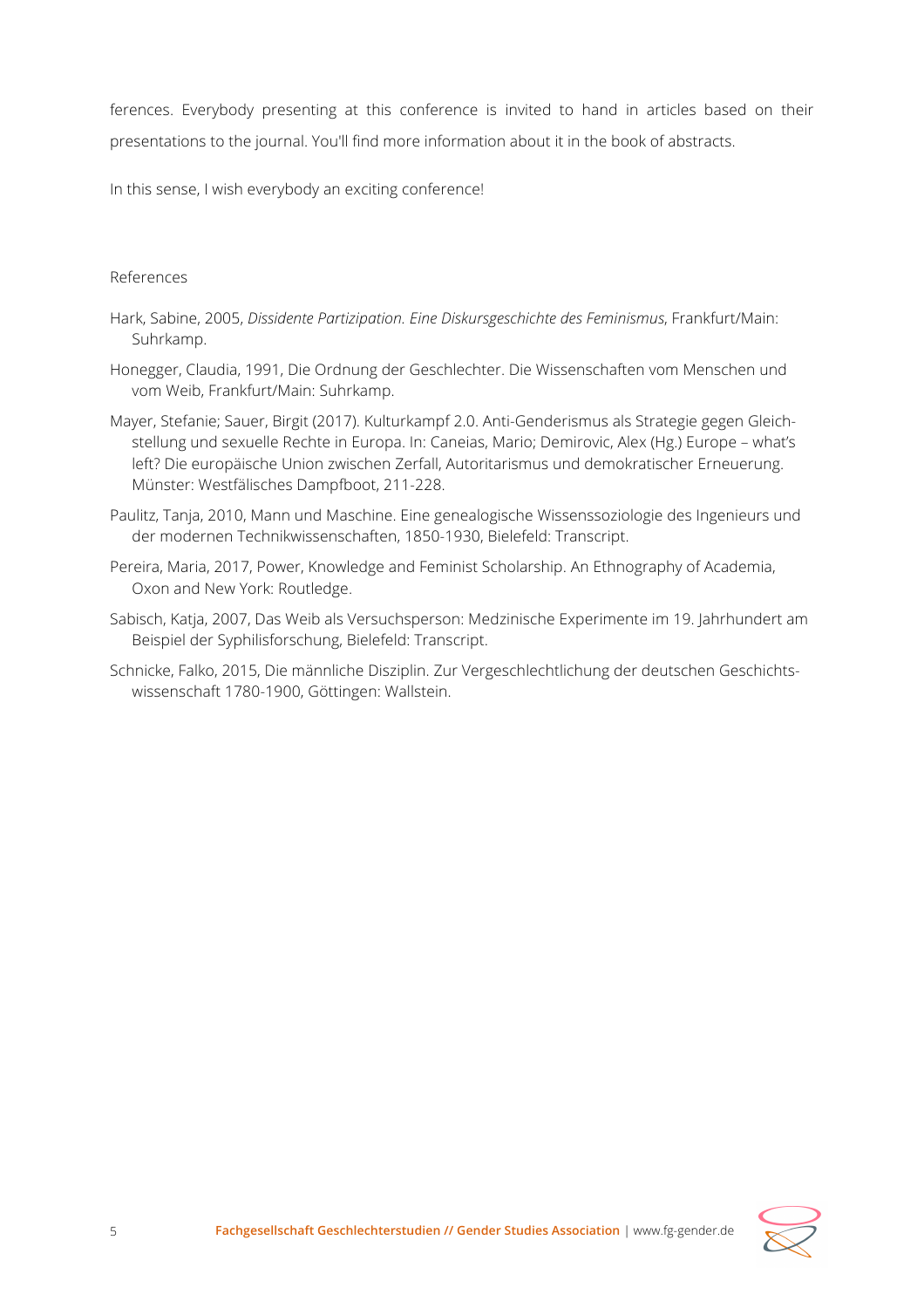ferences. Everybody presenting at this conference is invited to hand in articles based on their presentations to the journal. You'll find more information about it in the book of abstracts.

In this sense, I wish everybody an exciting conference!

References

Hark, Sabine, 2005, *Dissidente Partizipation. Eine Diskursgeschichte des Feminismus*, Frankfurt/Main: Suhrkamp.

Honegger, Claudia, 1991, Die Ordnung der Geschlechter. Die Wissenschaften vom Menschen und vom Weib, Frankfurt/Main: Suhrkamp.

Mayer, Stefanie; Sauer, Birgit (2017). Kulturkampf 2.0. Anti-Genderismus als Strategie gegen Gleichstellung und sexuelle Rechte in Europa. In: Caneias, Mario; Demirovic, Alex (Hg.) Europe – what's left? Die europäische Union zwischen Zerfall, Autoritarismus und demokratischer Erneuerung. Münster: Westfälisches Dampfboot, 211-228.

Paulitz, Tanja, 2010, Mann und Maschine. Eine genealogische Wissenssoziologie des Ingenieurs und der modernen Technikwissenschaften, 1850-1930, Bielefeld: Transcript.

Pereira, Maria, 2017, Power, Knowledge and Feminist Scholarship. An Ethnography of Academia, Oxon and New York: Routledge.

Sabisch, Katja, 2007, Das Weib als Versuchsperson: Medzinische Experimente im 19. Jahrhundert am Beispiel der Syphilisforschung, Bielefeld: Transcript.

Schnicke, Falko, 2015, Die männliche Disziplin. Zur Vergeschlechtlichung der deutschen Geschichtswissenschaft 1780-1900, Göttingen: Wallstein.